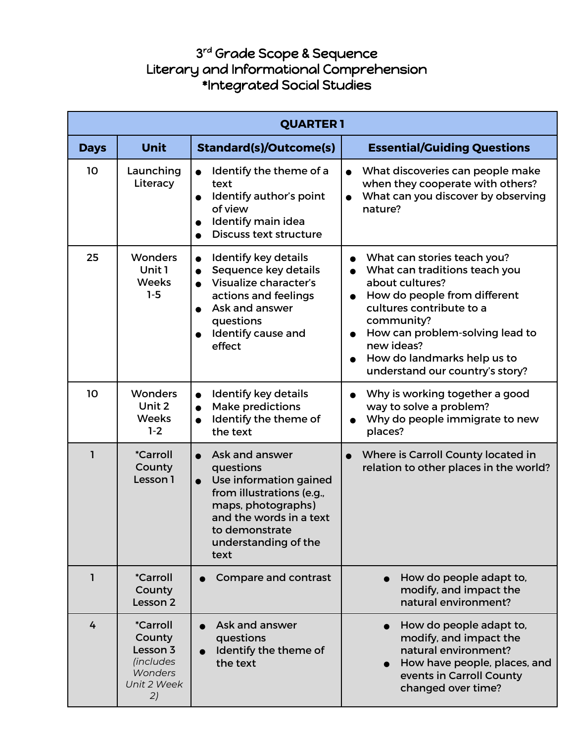# 3rd Grade Scope & Sequence
# Literary and Informational Comprehension
# *Integrated Social Studies

| QUARTER 1 | | | |
|---|---|---|---|
| **Days** | **Unit** | **Standard(s)/Outcome(s)** | **Essential/Guiding Questions** |
| 10 | Launching Literacy | ● Identify the theme of a text<br>● Identify author's point of view<br>● Identify main idea<br>● Discuss text structure | ● What discoveries can people make when they cooperate with others?<br>● What can you discover by observing nature? |
| 25 | Wonders Unit 1 Weeks 1-5 | ● Identify key details<br>● Sequence key details<br>● Visualize character's actions and feelings<br>● Ask and answer questions<br>● Identify cause and effect | ● What can stories teach you?<br>● What can traditions teach you about cultures?<br>● How do people from different cultures contribute to a community?<br>● How can problem-solving lead to new ideas?<br>● How do landmarks help us to understand our country's story? |
| 10 | Wonders Unit 2 Weeks 1-2 | ● Identify key details<br>● Make predictions<br>● Identify the theme of the text | ● Why is working together a good way to solve a problem?<br>● Why do people immigrate to new places? |
| 1 | *Carroll County Lesson 1 | ● Ask and answer questions<br>● Use information gained from illustrations (e.g., maps, photographs) and the words in a text to demonstrate understanding of the text | ● Where is Carroll County located in relation to other places in the world? |
| 1 | *Carroll County Lesson 2 | ● Compare and contrast | ● How do people adapt to, modify, and impact the natural environment? |
| 4 | *Carroll County Lesson 3 *(includes Wonders Unit 2 Week 2)* | ● Ask and answer questions<br>● Identify the theme of the text | ● How do people adapt to, modify, and impact the natural environment?<br>● How have people, places, and events in Carroll County changed over time? |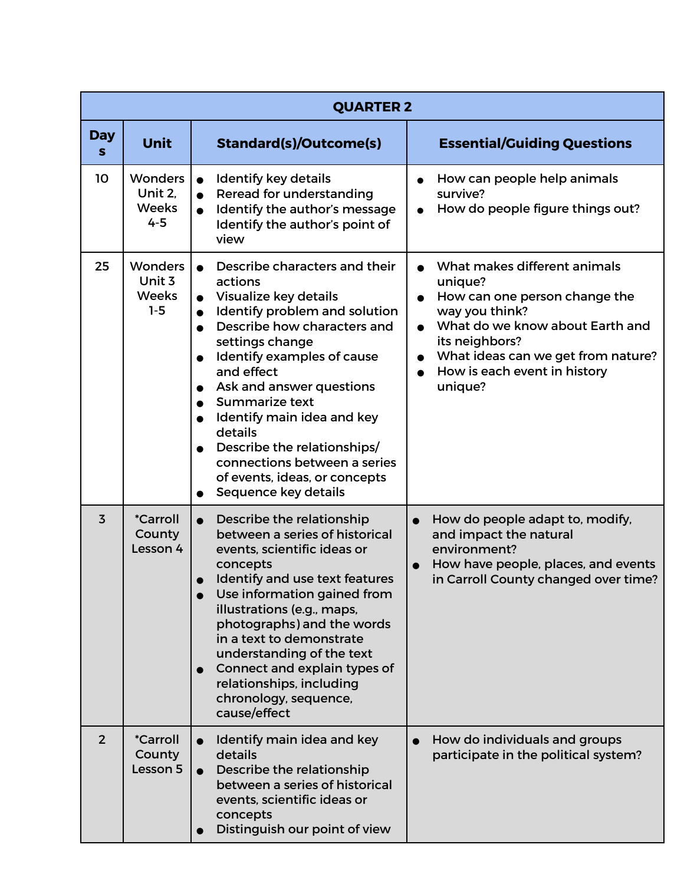| QUARTER 2 | | | |
|---|---|---|---|
| **Days** | **Unit** | **Standard(s)/Outcome(s)** | **Essential/Guiding Questions** |
| 10 | Wonders Unit 2, Weeks 4-5 | • Identify key details<br>• Reread for understanding<br>• Identify the author's message Identify the author's point of view | • How can people help animals survive?<br>• How do people figure things out? |
| 25 | Wonders Unit 3 Weeks 1-5 | • Describe characters and their actions<br>• Visualize key details<br>• Identify problem and solution<br>• Describe how characters and settings change<br>• Identify examples of cause and effect<br>• Ask and answer questions<br>• Summarize text<br>• Identify main idea and key details<br>• Describe the relationships/ connections between a series of events, ideas, or concepts<br>• Sequence key details | • What makes different animals unique?<br>• How can one person change the way you think?<br>• What do we know about Earth and its neighbors?<br>• What ideas can we get from nature?<br>• How is each event in history unique? |
| 3 | *Carroll County Lesson 4 | • Describe the relationship between a series of historical events, scientific ideas or concepts<br>• Identify and use text features<br>• Use information gained from illustrations (e.g., maps, photographs) and the words in a text to demonstrate understanding of the text<br>• Connect and explain types of relationships, including chronology, sequence, cause/effect | • How do people adapt to, modify, and impact the natural environment?<br>• How have people, places, and events in Carroll County changed over time? |
| 2 | *Carroll County Lesson 5 | • Identify main idea and key details<br>• Describe the relationship between a series of historical events, scientific ideas or concepts<br>• Distinguish our point of view | • How do individuals and groups participate in the political system? |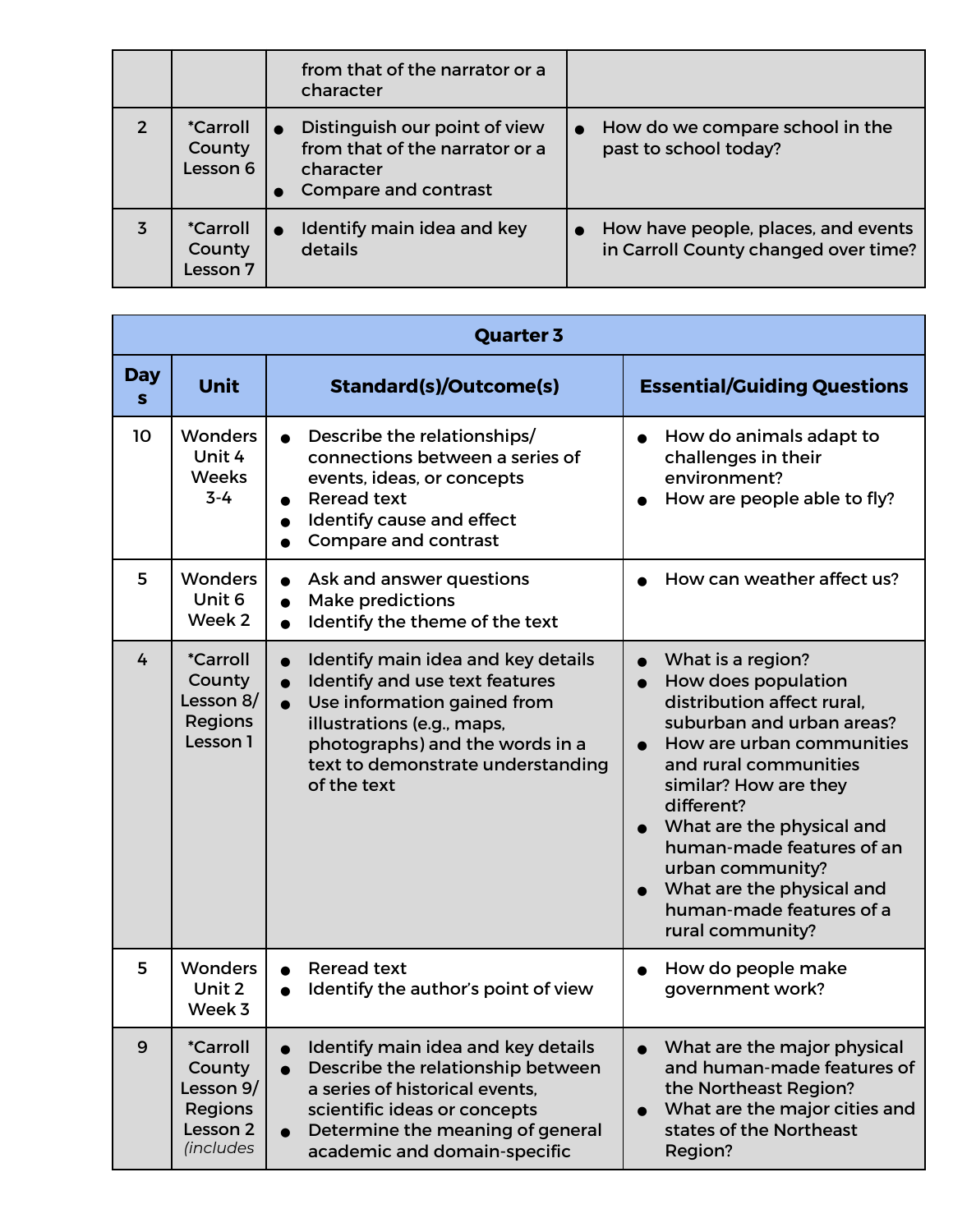| | | | |
|---|---|---|---|
| | | from that of the narrator or a character | |
| 2 | *Carroll County Lesson 6 | ● Distinguish our point of view from that of the narrator or a character<br>● Compare and contrast | ● How do we compare school in the past to school today? |
| 3 | *Carroll County Lesson 7 | ● Identify main idea and key details | ● How have people, places, and events in Carroll County changed over time? |

| **Quarter 3** | | | |
|---|---|---|---|
| **Days** | **Unit** | **Standard(s)/Outcome(s)** | **Essential/Guiding Questions** |
| 10 | Wonders Unit 4 Weeks 3-4 | ● Describe the relationships/ connections between a series of events, ideas, or concepts<br>● Reread text<br>● Identify cause and effect<br>● Compare and contrast | ● How do animals adapt to challenges in their environment?<br>● How are people able to fly? |
| 5 | Wonders Unit 6 Week 2 | ● Ask and answer questions<br>● Make predictions<br>● Identify the theme of the text | ● How can weather affect us? |
| 4 | *Carroll County Lesson 8/ Regions Lesson 1 | ● Identify main idea and key details<br>● Identify and use text features<br>● Use information gained from illustrations (e.g., maps, photographs) and the words in a text to demonstrate understanding of the text | ● What is a region?<br>● How does population distribution affect rural, suburban and urban areas?<br>● How are urban communities and rural communities similar? How are they different?<br>● What are the physical and human-made features of an urban community?<br>● What are the physical and human-made features of a rural community? |
| 5 | Wonders Unit 2 Week 3 | ● Reread text<br>● Identify the author's point of view | ● How do people make government work? |
| 9 | *Carroll County Lesson 9/ Regions Lesson 2 *(includes* | ● Identify main idea and key details<br>● Describe the relationship between a series of historical events, scientific ideas or concepts<br>● Determine the meaning of general academic and domain-specific | ● What are the major physical and human-made features of the Northeast Region?<br>● What are the major cities and states of the Northeast Region? |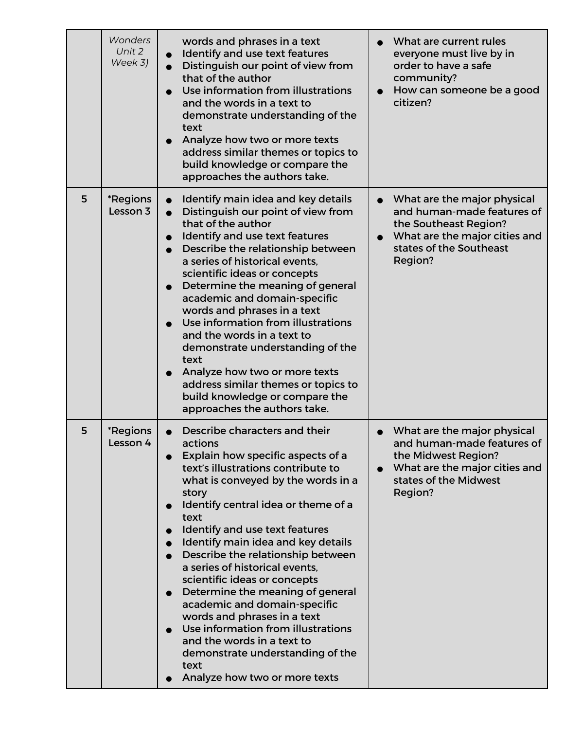| | | | |
|---|---|---|---|
| | *Wonders Unit 2 Week 3)* | words and phrases in a text<br>● Identify and use text features<br>● Distinguish our point of view from that of the author<br>● Use information from illustrations and the words in a text to demonstrate understanding of the text<br>● Analyze how two or more texts address similar themes or topics to build knowledge or compare the approaches the authors take. | ● What are current rules everyone must live by in order to have a safe community?<br>● How can someone be a good citizen? |
| 5 | *Regions Lesson 3 | ● Identify main idea and key details<br>● Distinguish our point of view from that of the author<br>● Identify and use text features<br>● Describe the relationship between a series of historical events, scientific ideas or concepts<br>● Determine the meaning of general academic and domain-specific words and phrases in a text<br>● Use information from illustrations and the words in a text to demonstrate understanding of the text<br>● Analyze how two or more texts address similar themes or topics to build knowledge or compare the approaches the authors take. | ● What are the major physical and human-made features of the Southeast Region?<br>● What are the major cities and states of the Southeast Region? |
| 5 | *Regions Lesson 4 | ● Describe characters and their actions<br>● Explain how specific aspects of a text's illustrations contribute to what is conveyed by the words in a story<br>● Identify central idea or theme of a text<br>● Identify and use text features<br>● Identify main idea and key details<br>● Describe the relationship between a series of historical events, scientific ideas or concepts<br>● Determine the meaning of general academic and domain-specific words and phrases in a text<br>● Use information from illustrations and the words in a text to demonstrate understanding of the text<br>● Analyze how two or more texts | ● What are the major physical and human-made features of the Midwest Region?<br>● What are the major cities and states of the Midwest Region? |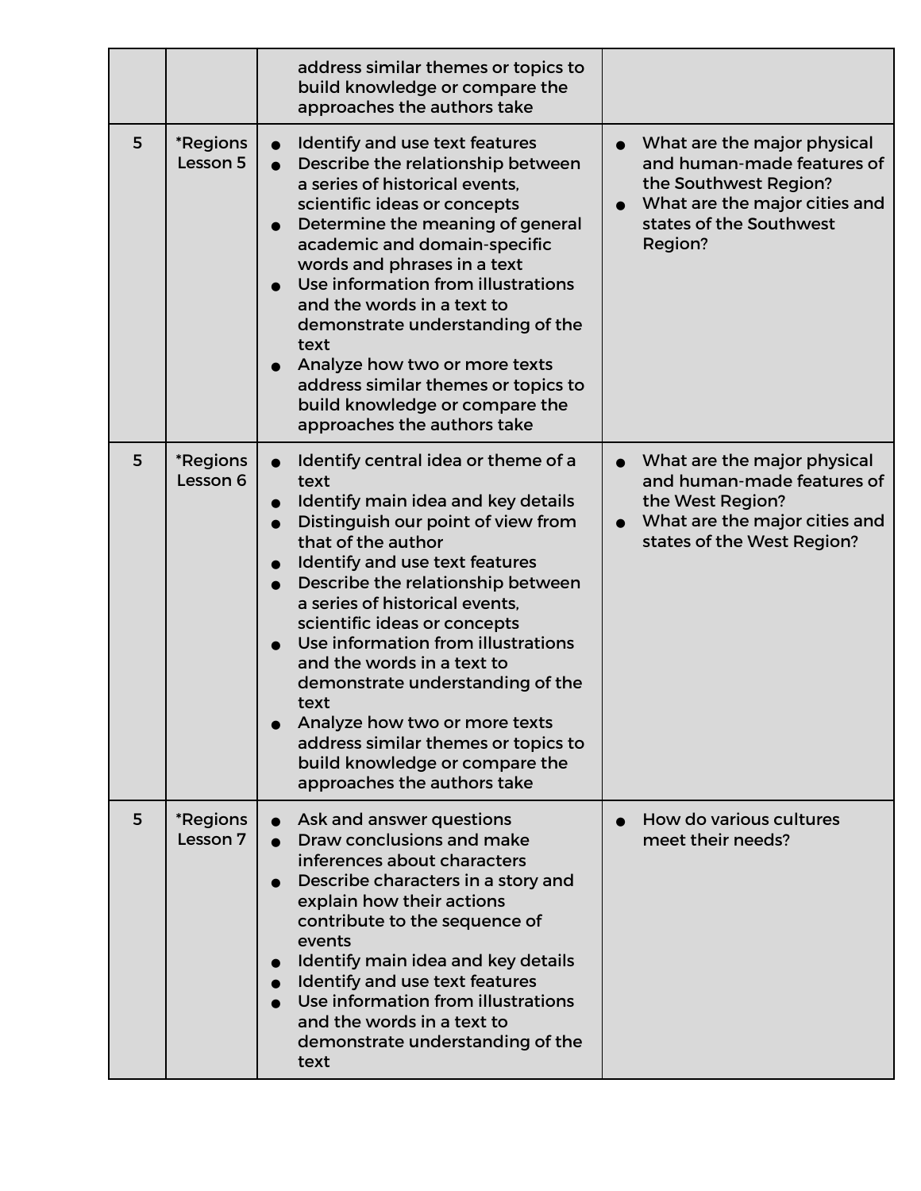| | | | |
|---|---|---|---|
| | | address similar themes or topics to build knowledge or compare the approaches the authors take | |
| 5 | *Regions Lesson 5 | • Identify and use text features<br>• Describe the relationship between a series of historical events, scientific ideas or concepts<br>• Determine the meaning of general academic and domain-specific words and phrases in a text<br>• Use information from illustrations and the words in a text to demonstrate understanding of the text<br>• Analyze how two or more texts address similar themes or topics to build knowledge or compare the approaches the authors take | • What are the major physical and human-made features of the Southwest Region?<br>• What are the major cities and states of the Southwest Region? |
| 5 | *Regions Lesson 6 | • Identify central idea or theme of a text<br>• Identify main idea and key details<br>• Distinguish our point of view from that of the author<br>• Identify and use text features<br>• Describe the relationship between a series of historical events, scientific ideas or concepts<br>• Use information from illustrations and the words in a text to demonstrate understanding of the text<br>• Analyze how two or more texts address similar themes or topics to build knowledge or compare the approaches the authors take | • What are the major physical and human-made features of the West Region?<br>• What are the major cities and states of the West Region? |
| 5 | *Regions Lesson 7 | • Ask and answer questions<br>• Draw conclusions and make inferences about characters<br>• Describe characters in a story and explain how their actions contribute to the sequence of events<br>• Identify main idea and key details<br>• Identify and use text features<br>• Use information from illustrations and the words in a text to demonstrate understanding of the text | • How do various cultures meet their needs? |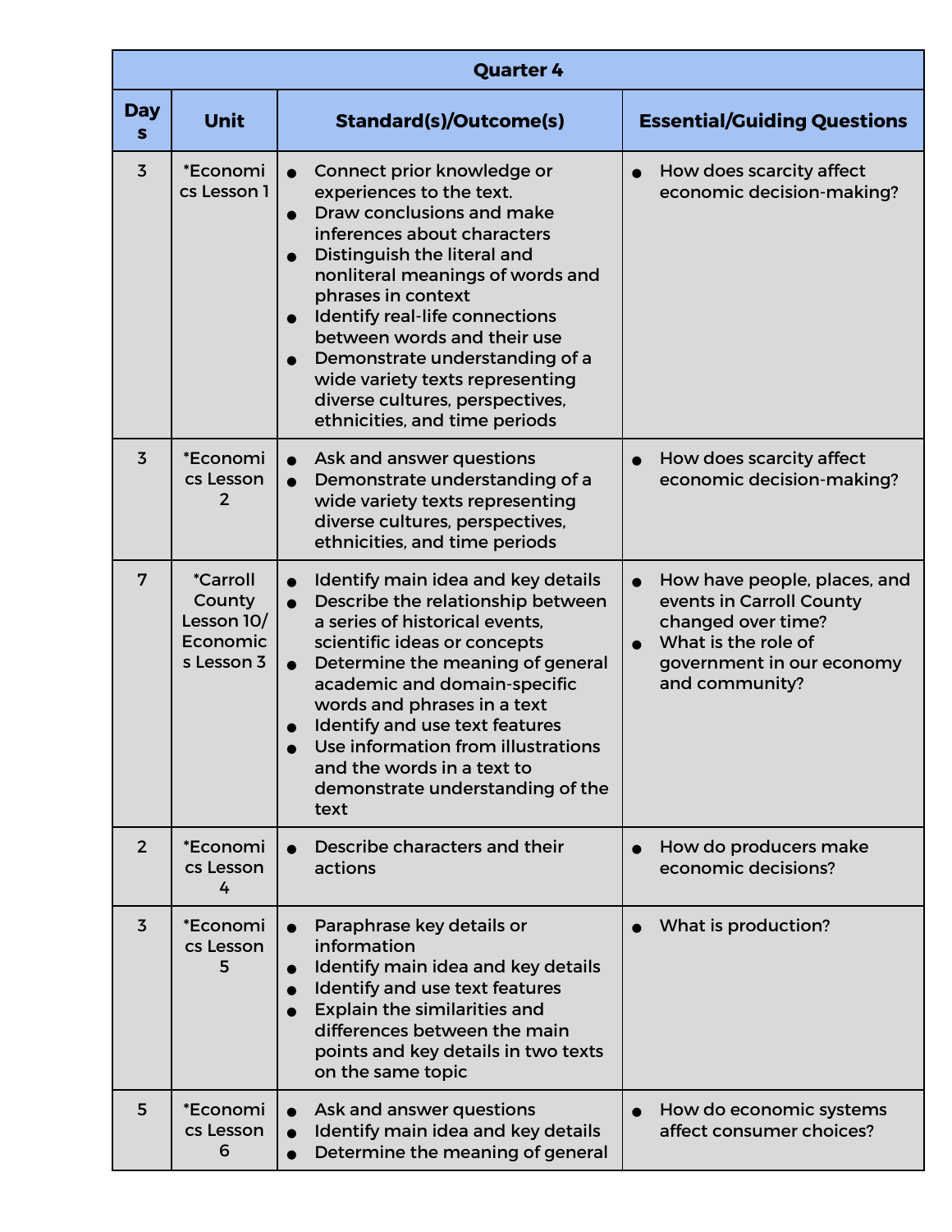| Quarter 4 | | | |
|---|---|---|---|
| Days | Unit | Standard(s)/Outcome(s) | Essential/Guiding Questions |
| 3 | *Economics Lesson 1 | • Connect prior knowledge or experiences to the text.<br>• Draw conclusions and make inferences about characters<br>• Distinguish the literal and nonliteral meanings of words and phrases in context<br>• Identify real-life connections between words and their use<br>• Demonstrate understanding of a wide variety texts representing diverse cultures, perspectives, ethnicities, and time periods | • How does scarcity affect economic decision-making? |
| 3 | *Economics Lesson 2 | • Ask and answer questions<br>• Demonstrate understanding of a wide variety texts representing diverse cultures, perspectives, ethnicities, and time periods | • How does scarcity affect economic decision-making? |
| 7 | *Carroll County Lesson 10/ Economics Lesson 3 | • Identify main idea and key details<br>• Describe the relationship between a series of historical events, scientific ideas or concepts<br>• Determine the meaning of general academic and domain-specific words and phrases in a text<br>• Identify and use text features<br>• Use information from illustrations and the words in a text to demonstrate understanding of the text | • How have people, places, and events in Carroll County changed over time?<br>• What is the role of government in our economy and community? |
| 2 | *Economics Lesson 4 | • Describe characters and their actions | • How do producers make economic decisions? |
| 3 | *Economics Lesson 5 | • Paraphrase key details or information<br>• Identify main idea and key details<br>• Identify and use text features<br>• Explain the similarities and differences between the main points and key details in two texts on the same topic | • What is production? |
| 5 | *Economics Lesson 6 | • Ask and answer questions<br>• Identify main idea and key details<br>• Determine the meaning of general | • How do economic systems affect consumer choices? |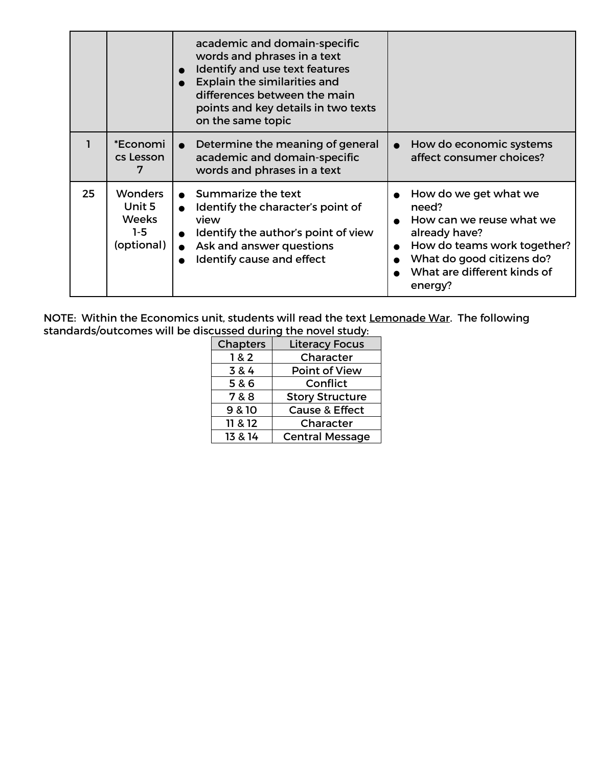| | | | |
|---|---|---|---|
| | | academic and domain-specific words and phrases in a text<br>● Identify and use text features<br>● Explain the similarities and differences between the main points and key details in two texts on the same topic | |
| 1 | *Economics Lesson 7 | ● Determine the meaning of general academic and domain-specific words and phrases in a text | ● How do economic systems affect consumer choices? |
| 25 | Wonders Unit 5 Weeks 1-5 (optional) | ● Summarize the text<br>● Identify the character's point of view<br>● Identify the author's point of view<br>● Ask and answer questions<br>● Identify cause and effect | ● How do we get what we need?<br>● How can we reuse what we already have?<br>● How do teams work together?<br>● What do good citizens do?<br>● What are different kinds of energy? |

NOTE: Within the Economics unit, students will read the text Lemonade War. The following standards/outcomes will be discussed during the novel study:

| Chapters | Literacy Focus |
|---|---|
| 1 & 2 | Character |
| 3 & 4 | Point of View |
| 5 & 6 | Conflict |
| 7 & 8 | Story Structure |
| 9 & 10 | Cause & Effect |
| 11 & 12 | Character |
| 13 & 14 | Central Message |